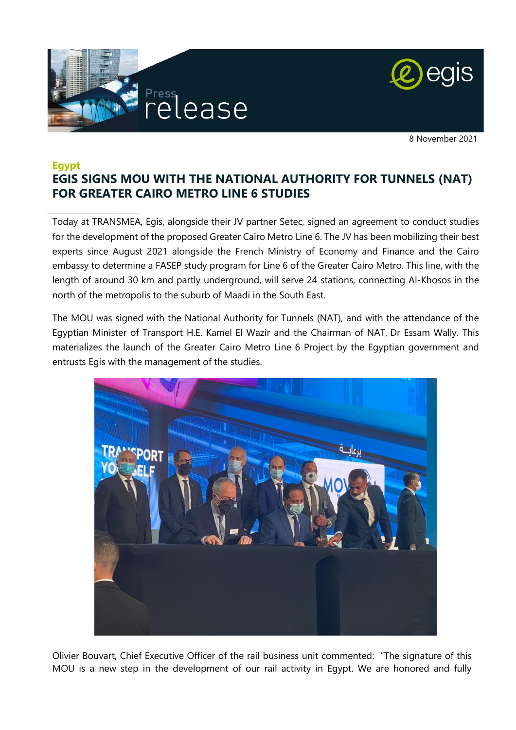Press release

8 November 2021

**Egypt**

# EGIS SIGNS MOU WITH THE NATIONAL AUTHORITY FOR TUNNELS (NAT) FOR GREATER CAIRO METRO LINE 6 STUDIES

Today at TRANSMEA, Egis, alongside their JV partner Setec, signed an agreement to conduct studies for the development of the proposed Greater Cairo Metro Line 6. The JV has been mobilizing their best experts since August 2021 alongside the French Ministry of Economy and Finance and the Cairo embassy to determine a FASEP study program for Line 6 of the Greater Cairo Metro. This line, with the length of around 30 km and partly underground, will serve 24 stations, connecting Al-Khosos in the north of the metropolis to the suburb of Maadi in the South East.

The MOU was signed with the National Authority for Tunnels (NAT), and with the attendance of the Egyptian Minister of Transport H.E. Kamel El Wazir and the Chairman of NAT, Dr Essam Wally. This materializes the launch of the Greater Cairo Metro Line 6 Project by the Egyptian government and entrusts Egis with the management of the studies.

Olivier Bouvart, Chief Executive Officer of the rail business unit commented: "The signature of this MOU is a new step in the development of our rail activity in Egypt. We are honored and fully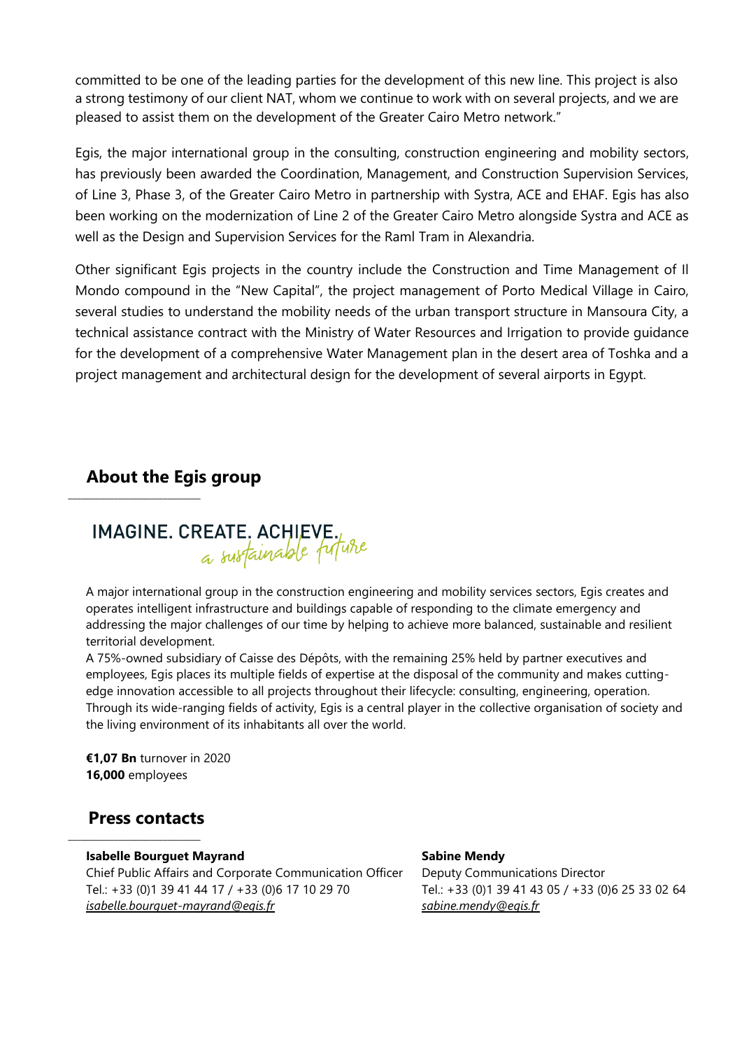committed to be one of the leading parties for the development of this new line. This project is also a strong testimony of our client NAT, whom we continue to work with on several projects, and we are pleased to assist them on the development of the Greater Cairo Metro network."

Egis, the major international group in the consulting, construction engineering and mobility sectors, has previously been awarded the Coordination, Management, and Construction Supervision Services, of Line 3, Phase 3, of the Greater Cairo Metro in partnership with Systra, ACE and EHAF. Egis has also been working on the modernization of Line 2 of the Greater Cairo Metro alongside Systra and ACE as well as the Design and Supervision Services for the Raml Tram in Alexandria.

Other significant Egis projects in the country include the Construction and Time Management of Il Mondo compound in the "New Capital", the project management of Porto Medical Village in Cairo, several studies to understand the mobility needs of the urban transport structure in Mansoura City, a technical assistance contract with the Ministry of Water Resources and Irrigation to provide guidance for the development of a comprehensive Water Management plan in the desert area of Toshka and a project management and architectural design for the development of several airports in Egypt.

## About the Egis group

IMAGINE. CREATE. ACHIEVE. *a sustainable future*

A major international group in the construction engineering and mobility services sectors, Egis creates and operates intelligent infrastructure and buildings capable of responding to the climate emergency and addressing the major challenges of our time by helping to achieve more balanced, sustainable and resilient territorial development.

A 75%-owned subsidiary of Caisse des Dépôts, with the remaining 25% held by partner executives and employees, Egis places its multiple fields of expertise at the disposal of the community and makes cutting-edge innovation accessible to all projects throughout their lifecycle: consulting, engineering, operation. Through its wide-ranging fields of activity, Egis is a central player in the collective organisation of society and the living environment of its inhabitants all over the world.

**€1,07 Bn** turnover in 2020
**16,000** employees

## Press contacts

**Isabelle Bourguet Mayrand**
Chief Public Affairs and Corporate Communication Officer
Tel.: +33 (0)1 39 41 44 17 / +33 (0)6 17 10 29 70
*isabelle.bourguet-mayrand@egis.fr*

**Sabine Mendy**
Deputy Communications Director
Tel.: +33 (0)1 39 41 43 05 / +33 (0)6 25 33 02 64
*sabine.mendy@egis.fr*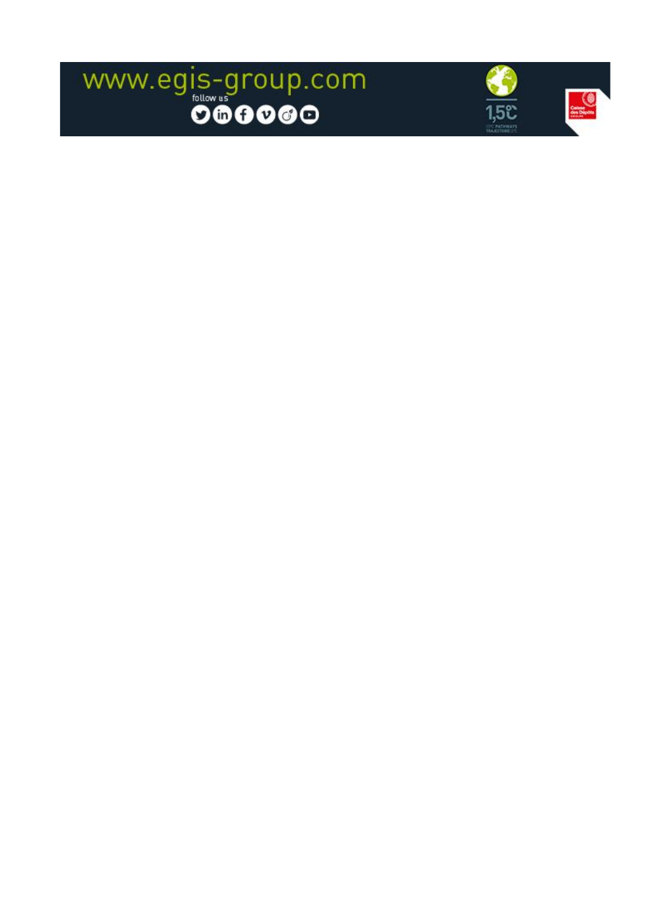www.egis-group.com

follow us

1,5°C

1,5°C PATHWAYS

TRAJECTOIRE 1,5°C

Caisse des Dépôts GROUPE